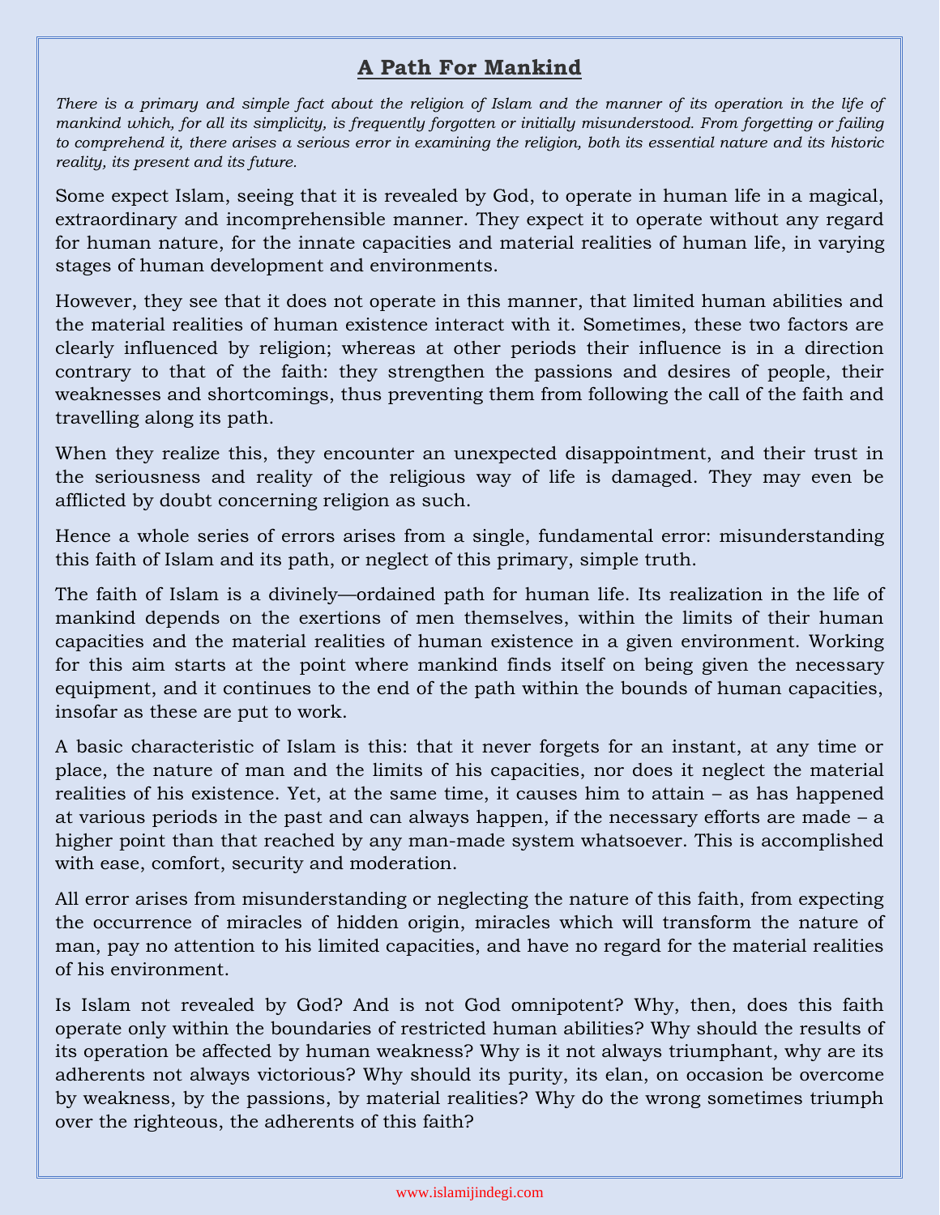# A Path For Mankind

*There is a primary and simple fact about the religion of Islam and the manner of its operation in the life of mankind which, for all its simplicity, is frequently forgotten or initially misunderstood. From forgetting or failing to comprehend it, there arises a serious error in examining the religion, both its essential nature and its historic reality, its present and its future.*

Some expect Islam, seeing that it is revealed by God, to operate in human life in a magical, extraordinary and incomprehensible manner. They expect it to operate without any regard for human nature, for the innate capacities and material realities of human life, in varying stages of human development and environments.

However, they see that it does not operate in this manner, that limited human abilities and the material realities of human existence interact with it. Sometimes, these two factors are clearly influenced by religion; whereas at other periods their influence is in a direction contrary to that of the faith: they strengthen the passions and desires of people, their weaknesses and shortcomings, thus preventing them from following the call of the faith and travelling along its path.

When they realize this, they encounter an unexpected disappointment, and their trust in the seriousness and reality of the religious way of life is damaged. They may even be afflicted by doubt concerning religion as such.

Hence a whole series of errors arises from a single, fundamental error: misunderstanding this faith of Islam and its path, or neglect of this primary, simple truth.

The faith of Islam is a divinely—ordained path for human life. Its realization in the life of mankind depends on the exertions of men themselves, within the limits of their human capacities and the material realities of human existence in a given environment. Working for this aim starts at the point where mankind finds itself on being given the necessary equipment, and it continues to the end of the path within the bounds of human capacities, insofar as these are put to work.

A basic characteristic of Islam is this: that it never forgets for an instant, at any time or place, the nature of man and the limits of his capacities, nor does it neglect the material realities of his existence. Yet, at the same time, it causes him to attain – as has happened at various periods in the past and can always happen, if the necessary efforts are made – a higher point than that reached by any man-made system whatsoever. This is accomplished with ease, comfort, security and moderation.

All error arises from misunderstanding or neglecting the nature of this faith, from expecting the occurrence of miracles of hidden origin, miracles which will transform the nature of man, pay no attention to his limited capacities, and have no regard for the material realities of his environment.

Is Islam not revealed by God? And is not God omnipotent? Why, then, does this faith operate only within the boundaries of restricted human abilities? Why should the results of its operation be affected by human weakness? Why is it not always triumphant, why are its adherents not always victorious? Why should its purity, its elan, on occasion be overcome by weakness, by the passions, by material realities? Why do the wrong sometimes triumph over the righteous, the adherents of this faith?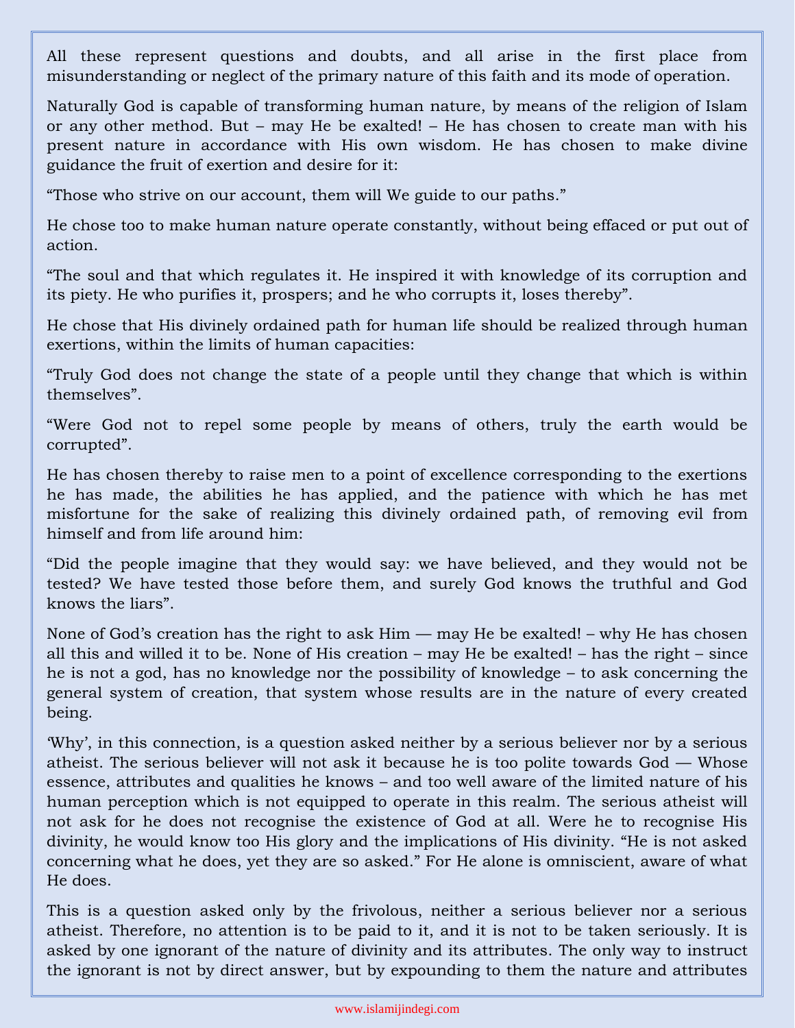All these represent questions and doubts, and all arise in the first place from misunderstanding or neglect of the primary nature of this faith and its mode of operation.

Naturally God is capable of transforming human nature, by means of the religion of Islam or any other method. But – may He be exalted! – He has chosen to create man with his present nature in accordance with His own wisdom. He has chosen to make divine guidance the fruit of exertion and desire for it:

"Those who strive on our account, them will We guide to our paths."

He chose too to make human nature operate constantly, without being effaced or put out of action.

"The soul and that which regulates it. He inspired it with knowledge of its corruption and its piety. He who purifies it, prospers; and he who corrupts it, loses thereby".

He chose that His divinely ordained path for human life should be realized through human exertions, within the limits of human capacities:

"Truly God does not change the state of a people until they change that which is within themselves".

"Were God not to repel some people by means of others, truly the earth would be corrupted".

He has chosen thereby to raise men to a point of excellence corresponding to the exertions he has made, the abilities he has applied, and the patience with which he has met misfortune for the sake of realizing this divinely ordained path, of removing evil from himself and from life around him:

"Did the people imagine that they would say: we have believed, and they would not be tested? We have tested those before them, and surely God knows the truthful and God knows the liars".

None of God's creation has the right to ask Him — may He be exalted! – why He has chosen all this and willed it to be. None of His creation – may He be exalted! – has the right – since he is not a god, has no knowledge nor the possibility of knowledge – to ask concerning the general system of creation, that system whose results are in the nature of every created being.

'Why', in this connection, is a question asked neither by a serious believer nor by a serious atheist. The serious believer will not ask it because he is too polite towards God — Whose essence, attributes and qualities he knows – and too well aware of the limited nature of his human perception which is not equipped to operate in this realm. The serious atheist will not ask for he does not recognise the existence of God at all. Were he to recognise His divinity, he would know too His glory and the implications of His divinity. "He is not asked concerning what he does, yet they are so asked." For He alone is omniscient, aware of what He does.

This is a question asked only by the frivolous, neither a serious believer nor a serious atheist. Therefore, no attention is to be paid to it, and it is not to be taken seriously. It is asked by one ignorant of the nature of divinity and its attributes. The only way to instruct the ignorant is not by direct answer, but by expounding to them the nature and attributes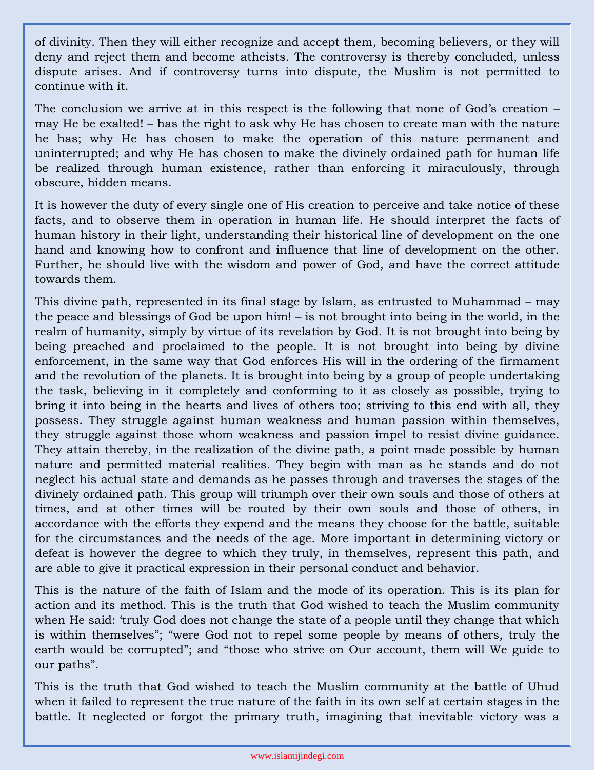of divinity. Then they will either recognize and accept them, becoming believers, or they will deny and reject them and become atheists. The controversy is thereby concluded, unless dispute arises. And if controversy turns into dispute, the Muslim is not permitted to continue with it.

The conclusion we arrive at in this respect is the following that none of God's creation – may He be exalted! – has the right to ask why He has chosen to create man with the nature he has; why He has chosen to make the operation of this nature permanent and uninterrupted; and why He has chosen to make the divinely ordained path for human life be realized through human existence, rather than enforcing it miraculously, through obscure, hidden means.

It is however the duty of every single one of His creation to perceive and take notice of these facts, and to observe them in operation in human life. He should interpret the facts of human history in their light, understanding their historical line of development on the one hand and knowing how to confront and influence that line of development on the other. Further, he should live with the wisdom and power of God, and have the correct attitude towards them.

This divine path, represented in its final stage by Islam, as entrusted to Muhammad – may the peace and blessings of God be upon him! – is not brought into being in the world, in the realm of humanity, simply by virtue of its revelation by God. It is not brought into being by being preached and proclaimed to the people. It is not brought into being by divine enforcement, in the same way that God enforces His will in the ordering of the firmament and the revolution of the planets. It is brought into being by a group of people undertaking the task, believing in it completely and conforming to it as closely as possible, trying to bring it into being in the hearts and lives of others too; striving to this end with all, they possess. They struggle against human weakness and human passion within themselves, they struggle against those whom weakness and passion impel to resist divine guidance. They attain thereby, in the realization of the divine path, a point made possible by human nature and permitted material realities. They begin with man as he stands and do not neglect his actual state and demands as he passes through and traverses the stages of the divinely ordained path. This group will triumph over their own souls and those of others at times, and at other times will be routed by their own souls and those of others, in accordance with the efforts they expend and the means they choose for the battle, suitable for the circumstances and the needs of the age. More important in determining victory or defeat is however the degree to which they truly, in themselves, represent this path, and are able to give it practical expression in their personal conduct and behavior.

This is the nature of the faith of Islam and the mode of its operation. This is its plan for action and its method. This is the truth that God wished to teach the Muslim community when He said: 'truly God does not change the state of a people until they change that which is within themselves"; "were God not to repel some people by means of others, truly the earth would be corrupted"; and "those who strive on Our account, them will We guide to our paths".

This is the truth that God wished to teach the Muslim community at the battle of Uhud when it failed to represent the true nature of the faith in its own self at certain stages in the battle. It neglected or forgot the primary truth, imagining that inevitable victory was a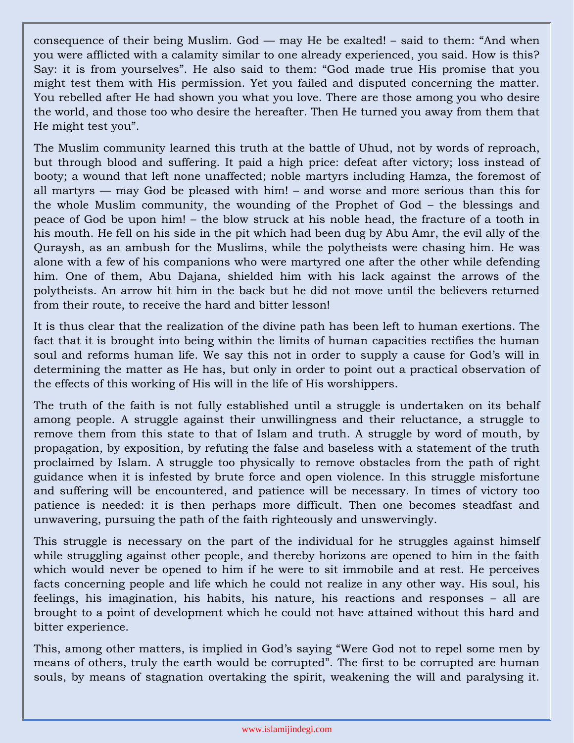consequence of their being Muslim. God — may He be exalted! – said to them: "And when you were afflicted with a calamity similar to one already experienced, you said. How is this? Say: it is from yourselves". He also said to them: "God made true His promise that you might test them with His permission. Yet you failed and disputed concerning the matter. You rebelled after He had shown you what you love. There are those among you who desire the world, and those too who desire the hereafter. Then He turned you away from them that He might test you".

The Muslim community learned this truth at the battle of Uhud, not by words of reproach, but through blood and suffering. It paid a high price: defeat after victory; loss instead of booty; a wound that left none unaffected; noble martyrs including Hamza, the foremost of all martyrs — may God be pleased with him! – and worse and more serious than this for the whole Muslim community, the wounding of the Prophet of God – the blessings and peace of God be upon him! – the blow struck at his noble head, the fracture of a tooth in his mouth. He fell on his side in the pit which had been dug by Abu Amr, the evil ally of the Quraysh, as an ambush for the Muslims, while the polytheists were chasing him. He was alone with a few of his companions who were martyred one after the other while defending him. One of them, Abu Dajana, shielded him with his lack against the arrows of the polytheists. An arrow hit him in the back but he did not move until the believers returned from their route, to receive the hard and bitter lesson!

It is thus clear that the realization of the divine path has been left to human exertions. The fact that it is brought into being within the limits of human capacities rectifies the human soul and reforms human life. We say this not in order to supply a cause for God's will in determining the matter as He has, but only in order to point out a practical observation of the effects of this working of His will in the life of His worshippers.

The truth of the faith is not fully established until a struggle is undertaken on its behalf among people. A struggle against their unwillingness and their reluctance, a struggle to remove them from this state to that of Islam and truth. A struggle by word of mouth, by propagation, by exposition, by refuting the false and baseless with a statement of the truth proclaimed by Islam. A struggle too physically to remove obstacles from the path of right guidance when it is infested by brute force and open violence. In this struggle misfortune and suffering will be encountered, and patience will be necessary. In times of victory too patience is needed: it is then perhaps more difficult. Then one becomes steadfast and unwavering, pursuing the path of the faith righteously and unswervingly.

This struggle is necessary on the part of the individual for he struggles against himself while struggling against other people, and thereby horizons are opened to him in the faith which would never be opened to him if he were to sit immobile and at rest. He perceives facts concerning people and life which he could not realize in any other way. His soul, his feelings, his imagination, his habits, his nature, his reactions and responses – all are brought to a point of development which he could not have attained without this hard and bitter experience.

This, among other matters, is implied in God's saying "Were God not to repel some men by means of others, truly the earth would be corrupted". The first to be corrupted are human souls, by means of stagnation overtaking the spirit, weakening the will and paralysing it.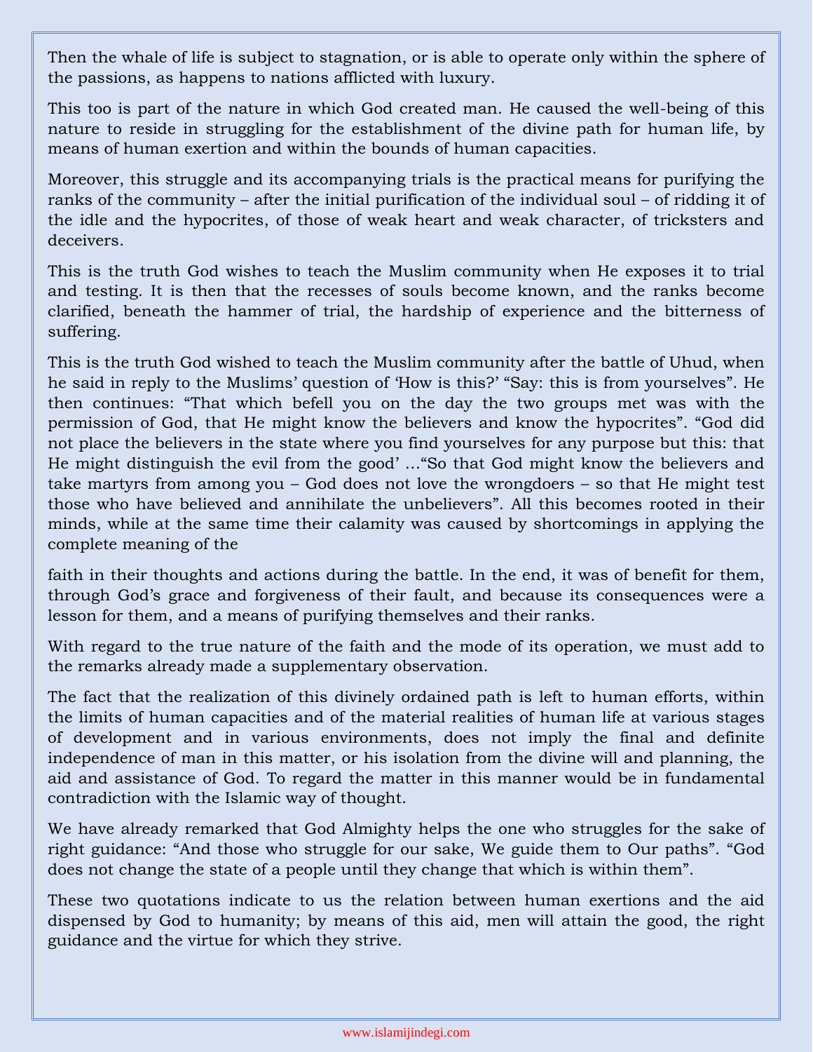Then the whale of life is subject to stagnation, or is able to operate only within the sphere of the passions, as happens to nations afflicted with luxury.

This too is part of the nature in which God created man. He caused the well-being of this nature to reside in struggling for the establishment of the divine path for human life, by means of human exertion and within the bounds of human capacities.

Moreover, this struggle and its accompanying trials is the practical means for purifying the ranks of the community – after the initial purification of the individual soul – of ridding it of the idle and the hypocrites, of those of weak heart and weak character, of tricksters and deceivers.

This is the truth God wishes to teach the Muslim community when He exposes it to trial and testing. It is then that the recesses of souls become known, and the ranks become clarified, beneath the hammer of trial, the hardship of experience and the bitterness of suffering.

This is the truth God wished to teach the Muslim community after the battle of Uhud, when he said in reply to the Muslims' question of 'How is this?' "Say: this is from yourselves". He then continues: "That which befell you on the day the two groups met was with the permission of God, that He might know the believers and know the hypocrites". "God did not place the believers in the state where you find yourselves for any purpose but this: that He might distinguish the evil from the good' …"So that God might know the believers and take martyrs from among you – God does not love the wrongdoers – so that He might test those who have believed and annihilate the unbelievers". All this becomes rooted in their minds, while at the same time their calamity was caused by shortcomings in applying the complete meaning of the faith in their thoughts and actions during the battle. In the end, it was of benefit for them, through God's grace and forgiveness of their fault, and because its consequences were a lesson for them, and a means of purifying themselves and their ranks.

With regard to the true nature of the faith and the mode of its operation, we must add to the remarks already made a supplementary observation.

The fact that the realization of this divinely ordained path is left to human efforts, within the limits of human capacities and of the material realities of human life at various stages of development and in various environments, does not imply the final and definite independence of man in this matter, or his isolation from the divine will and planning, the aid and assistance of God. To regard the matter in this manner would be in fundamental contradiction with the Islamic way of thought.

We have already remarked that God Almighty helps the one who struggles for the sake of right guidance: "And those who struggle for our sake, We guide them to Our paths". "God does not change the state of a people until they change that which is within them".

These two quotations indicate to us the relation between human exertions and the aid dispensed by God to humanity; by means of this aid, men will attain the good, the right guidance and the virtue for which they strive.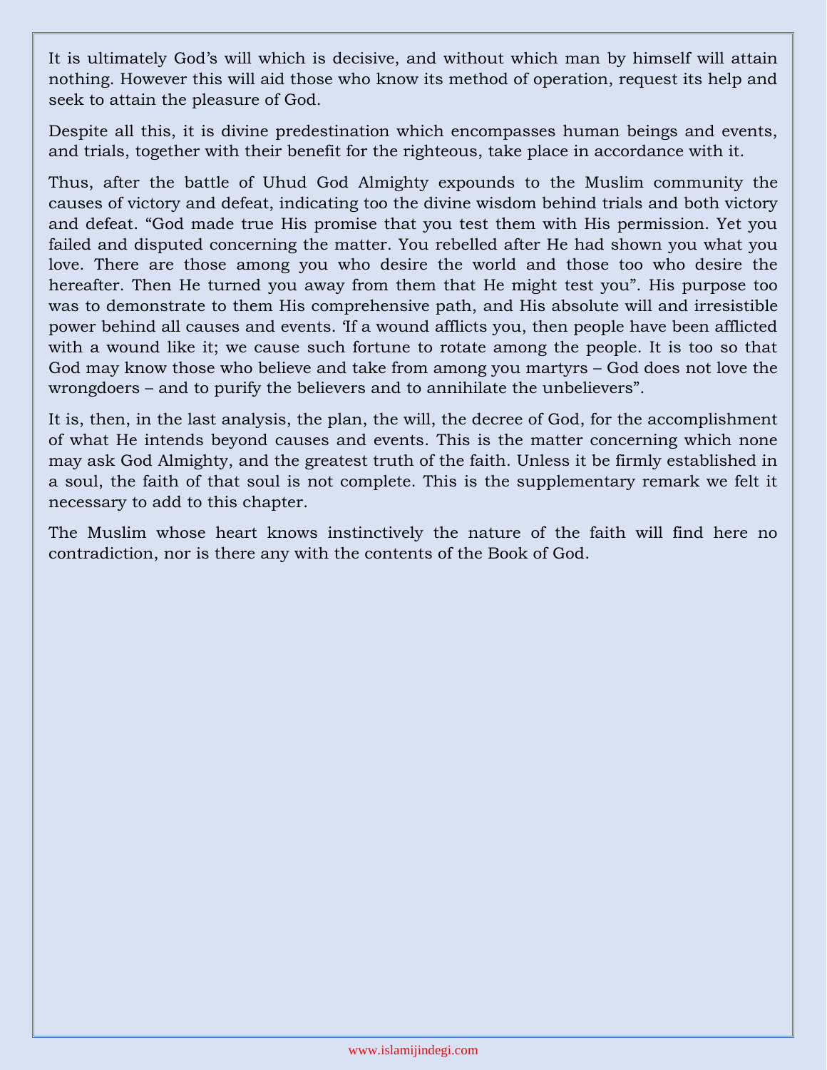It is ultimately God's will which is decisive, and without which man by himself will attain nothing. However this will aid those who know its method of operation, request its help and seek to attain the pleasure of God.

Despite all this, it is divine predestination which encompasses human beings and events, and trials, together with their benefit for the righteous, take place in accordance with it.

Thus, after the battle of Uhud God Almighty expounds to the Muslim community the causes of victory and defeat, indicating too the divine wisdom behind trials and both victory and defeat. "God made true His promise that you test them with His permission. Yet you failed and disputed concerning the matter. You rebelled after He had shown you what you love. There are those among you who desire the world and those too who desire the hereafter. Then He turned you away from them that He might test you". His purpose too was to demonstrate to them His comprehensive path, and His absolute will and irresistible power behind all causes and events. 'If a wound afflicts you, then people have been afflicted with a wound like it; we cause such fortune to rotate among the people. It is too so that God may know those who believe and take from among you martyrs – God does not love the wrongdoers – and to purify the believers and to annihilate the unbelievers".

It is, then, in the last analysis, the plan, the will, the decree of God, for the accomplishment of what He intends beyond causes and events. This is the matter concerning which none may ask God Almighty, and the greatest truth of the faith. Unless it be firmly established in a soul, the faith of that soul is not complete. This is the supplementary remark we felt it necessary to add to this chapter.

The Muslim whose heart knows instinctively the nature of the faith will find here no contradiction, nor is there any with the contents of the Book of God.